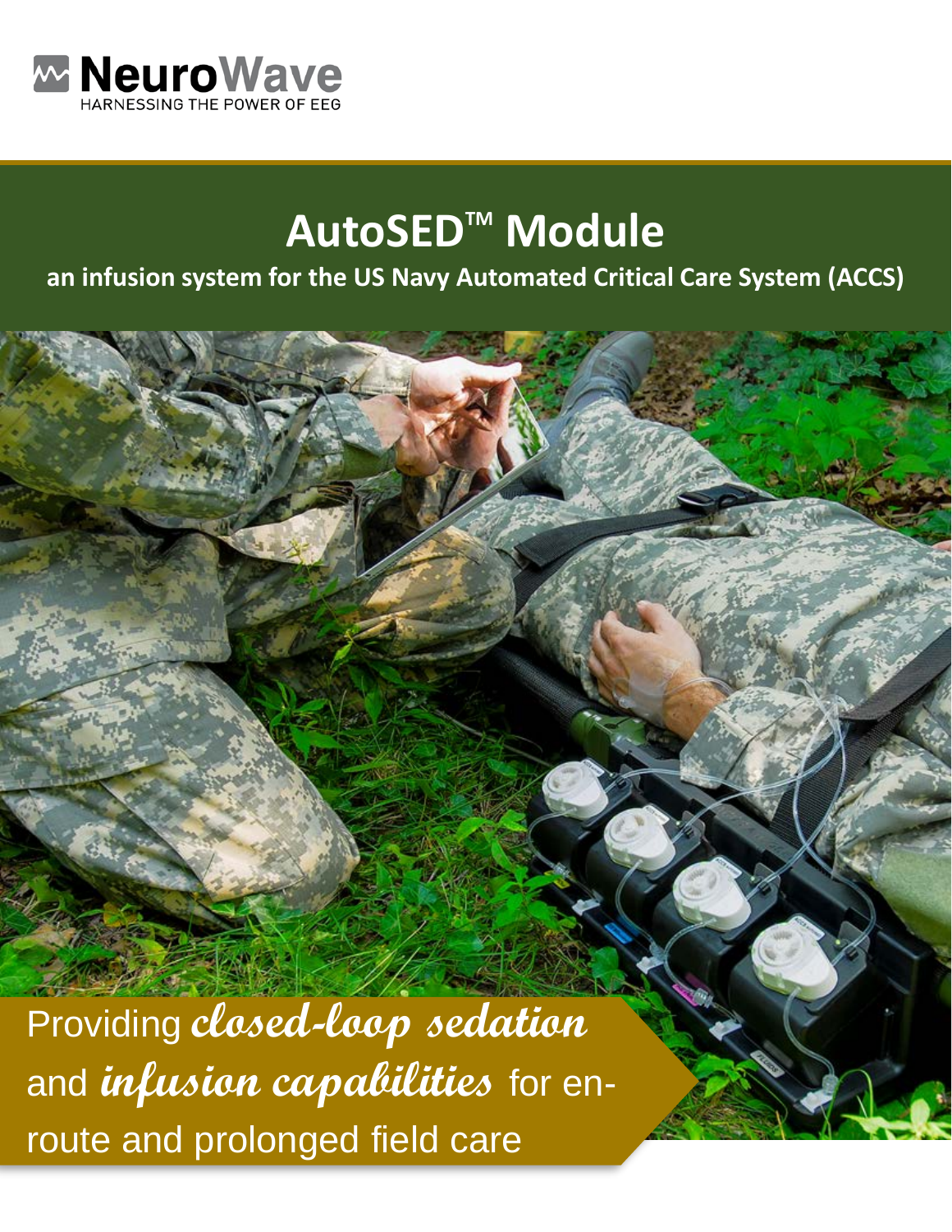NeuroWave

HARNESSING THE POWER OF EEG

# AutoSED™ Module

**an infusion system for the US Navy Automated Critical Care System (ACCS)**

Providing ***closed-loop sedation*** and ***infusion capabilities*** for en-route and prolonged field care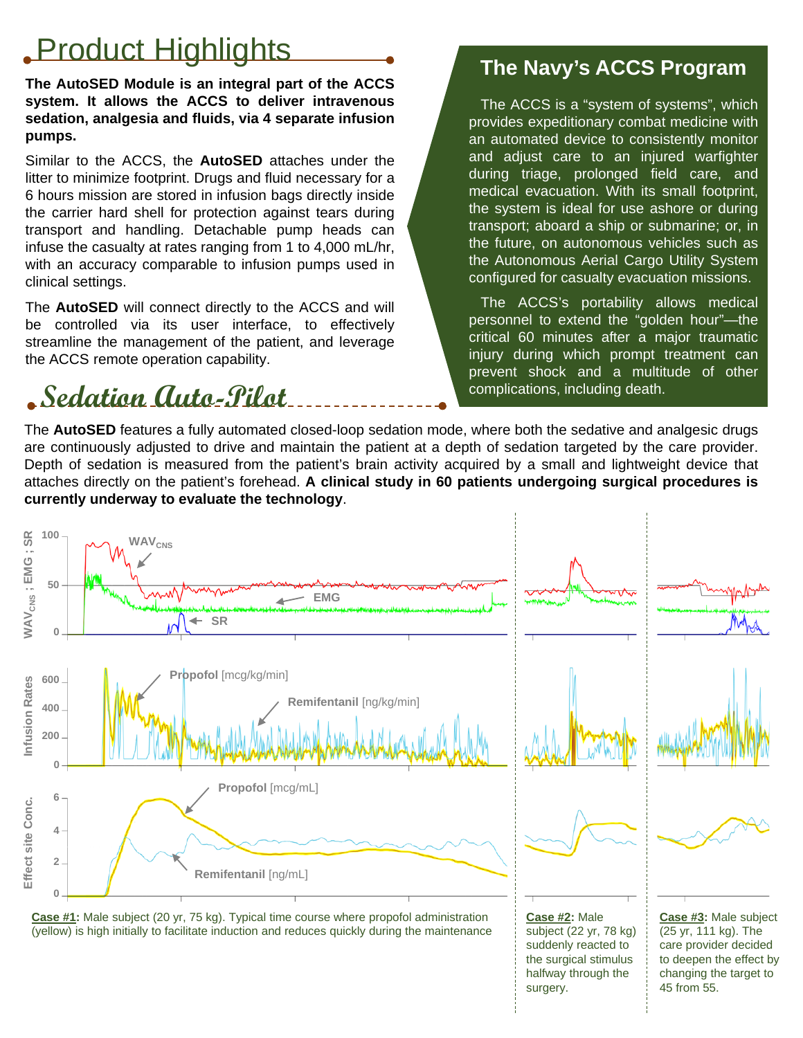## Product Highlights

**The AutoSED Module is an integral part of the ACCS system. It allows the ACCS to deliver intravenous sedation, analgesia and fluids, via 4 separate infusion pumps.**

Similar to the ACCS, the **AutoSED** attaches under the litter to minimize footprint. Drugs and fluid necessary for a 6 hours mission are stored in infusion bags directly inside the carrier hard shell for protection against tears during transport and handling. Detachable pump heads can infuse the casualty at rates ranging from 1 to 4,000 mL/hr, with an accuracy comparable to infusion pumps used in clinical settings.

The **AutoSED** will connect directly to the ACCS and will be controlled via its user interface, to effectively streamline the management of the patient, and leverage the ACCS remote operation capability.

## The Navy's ACCS Program

The ACCS is a "system of systems", which provides expeditionary combat medicine with an automated device to consistently monitor and adjust care to an injured warfighter during triage, prolonged field care, and medical evacuation. With its small footprint, the system is ideal for use ashore or during transport; aboard a ship or submarine; or, in the future, on autonomous vehicles such as the Autonomous Aerial Cargo Utility System configured for casualty evacuation missions.

The ACCS's portability allows medical personnel to extend the "golden hour"—the critical 60 minutes after a major traumatic injury during which prompt treatment can prevent shock and a multitude of other complications, including death.

## Sedation Auto-Pilot

The **AutoSED** features a fully automated closed-loop sedation mode, where both the sedative and analgesic drugs are continuously adjusted to drive and maintain the patient at a depth of sedation targeted by the care provider. Depth of sedation is measured from the patient's brain activity acquired by a small and lightweight device that attaches directly on the patient's forehead. **A clinical study in 60 patients undergoing surgical procedures is currently underway to evaluate the technology**.

**Case #1:** Male subject (20 yr, 75 kg). Typical time course where propofol administration (yellow) is high initially to facilitate induction and reduces quickly during the maintenance

**Case #2:** Male subject (22 yr, 78 kg) suddenly reacted to the surgical stimulus halfway through the surgery.

**Case #3:** Male subject (25 yr, 111 kg). The care provider decided to deepen the effect by changing the target to 45 from 55.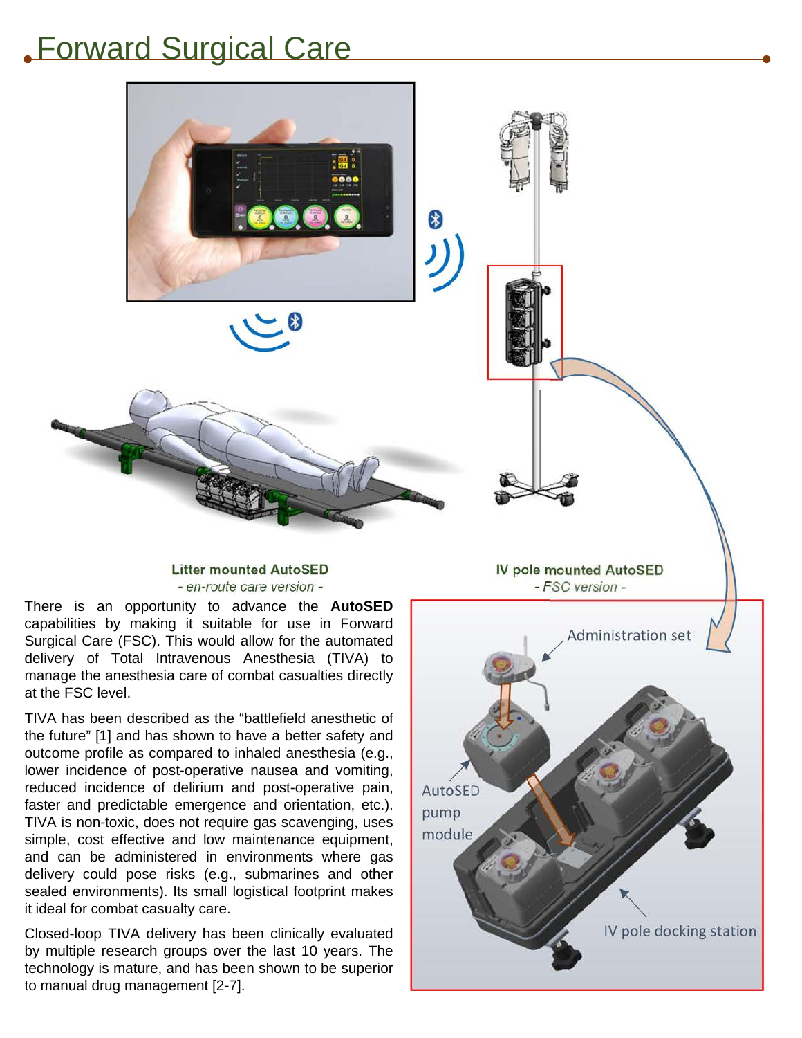# Forward Surgical Care

**Litter mounted AutoSED**
*- en-route care version -*

**IV pole mounted AutoSED**
*- FSC version -*

Administration set

AutoSED pump module

IV pole docking station

There is an opportunity to advance the **AutoSED** capabilities by making it suitable for use in Forward Surgical Care (FSC). This would allow for the automated delivery of Total Intravenous Anesthesia (TIVA) to manage the anesthesia care of combat casualties directly at the FSC level.

TIVA has been described as the "battlefield anesthetic of the future" [1] and has shown to have a better safety and outcome profile as compared to inhaled anesthesia (e.g., lower incidence of post-operative nausea and vomiting, reduced incidence of delirium and post-operative pain, faster and predictable emergence and orientation, etc.). TIVA is non-toxic, does not require gas scavenging, uses simple, cost effective and low maintenance equipment, and can be administered in environments where gas delivery could pose risks (e.g., submarines and other sealed environments). Its small logistical footprint makes it ideal for combat casualty care.

Closed-loop TIVA delivery has been clinically evaluated by multiple research groups over the last 10 years. The technology is mature, and has been shown to be superior to manual drug management [2-7].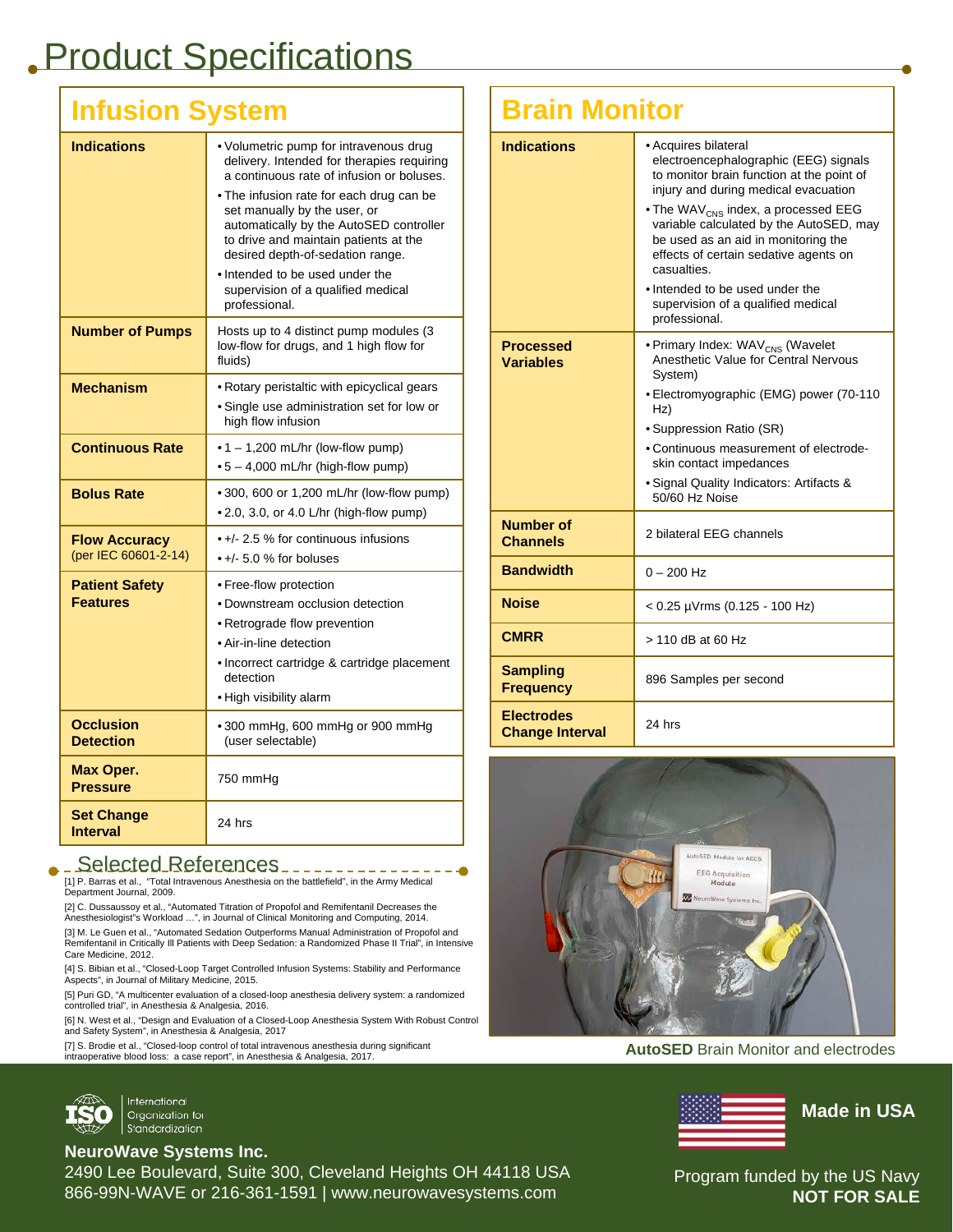# Product Specifications

## Infusion System

| | |
|---|---|
| **Indications** | • Volumetric pump for intravenous drug delivery. Intended for therapies requiring a continuous rate of infusion or boluses.<br>• The infusion rate for each drug can be set manually by the user, or automatically by the AutoSED controller to drive and maintain patients at the desired depth-of-sedation range.<br>• Intended to be used under the supervision of a qualified medical professional. |
| **Number of Pumps** | Hosts up to 4 distinct pump modules (3 low-flow for drugs, and 1 high flow for fluids) |
| **Mechanism** | • Rotary peristaltic with epicyclical gears<br>• Single use administration set for low or high flow infusion |
| **Continuous Rate** | • 1 – 1,200 mL/hr (low-flow pump)<br>• 5 – 4,000 mL/hr (high-flow pump) |
| **Bolus Rate** | • 300, 600 or 1,200 mL/hr (low-flow pump)<br>• 2.0, 3.0, or 4.0 L/hr (high-flow pump) |
| **Flow Accuracy** (per IEC 60601-2-14) | • +/- 2.5 % for continuous infusions<br>• +/- 5.0 % for boluses |
| **Patient Safety Features** | • Free-flow protection<br>• Downstream occlusion detection<br>• Retrograde flow prevention<br>• Air-in-line detection<br>• Incorrect cartridge & cartridge placement detection<br>• High visibility alarm |
| **Occlusion Detection** | • 300 mmHg, 600 mmHg or 900 mmHg (user selectable) |
| **Max Oper. Pressure** | 750 mmHg |
| **Set Change Interval** | 24 hrs |

## Brain Monitor

| | |
|---|---|
| **Indications** | • Acquires bilateral electroencephalographic (EEG) signals to monitor brain function at the point of injury and during medical evacuation<br>• The $WAV_{CNS}$ index, a processed EEG variable calculated by the AutoSED, may be used as an aid in monitoring the effects of certain sedative agents on casualties.<br>• Intended to be used under the supervision of a qualified medical professional. |
| **Processed Variables** | • Primary Index: $WAV_{CNS}$ (Wavelet Anesthetic Value for Central Nervous System)<br>• Electromyographic (EMG) power (70-110 Hz)<br>• Suppression Ratio (SR)<br>• Continuous measurement of electrode-skin contact impedances<br>• Signal Quality Indicators: Artifacts & 50/60 Hz Noise |
| **Number of Channels** | 2 bilateral EEG channels |
| **Bandwidth** | 0 – 200 Hz |
| **Noise** | < 0.25 µVrms (0.125 - 100 Hz) |
| **CMRR** | > 110 dB at 60 Hz |
| **Sampling Frequency** | 896 Samples per second |
| **Electrodes Change Interval** | 24 hrs |

**AutoSED** Brain Monitor and electrodes

## Selected References

[1] P. Barras et al., "Total Intravenous Anesthesia on the battlefield", in the Army Medical Department Journal, 2009.

[2] C. Dussaussoy et al., "Automated Titration of Propofol and Remifentanil Decreases the Anesthesiologist"s Workload …", in Journal of Clinical Monitoring and Computing, 2014.

[3] M. Le Guen et al., "Automated Sedation Outperforms Manual Administration of Propofol and Remifentanil in Critically Ill Patients with Deep Sedation: a Randomized Phase II Trial", in Intensive Care Medicine, 2012.

[4] S. Bibian et al., "Closed-Loop Target Controlled Infusion Systems: Stability and Performance Aspects", in Journal of Military Medicine, 2015.

[5] Puri GD, "A multicenter evaluation of a closed-loop anesthesia delivery system: a randomized controlled trial", in Anesthesia & Analgesia, 2016.

[6] N. West et al., "Design and Evaluation of a Closed-Loop Anesthesia System With Robust Control and Safety System", in Anesthesia & Analgesia, 2017

[7] S. Brodie et al., "Closed-loop control of total intravenous anesthesia during significant intraoperative blood loss: a case report", in Anesthesia & Analgesia, 2017.

ISO International Organization for Standardization

**NeuroWave Systems Inc.**
2490 Lee Boulevard, Suite 300, Cleveland Heights OH 44118 USA
866-99N-WAVE or 216-361-1591 | www.neurowavesystems.com

**Made in USA**

Program funded by the US Navy
**NOT FOR SALE**